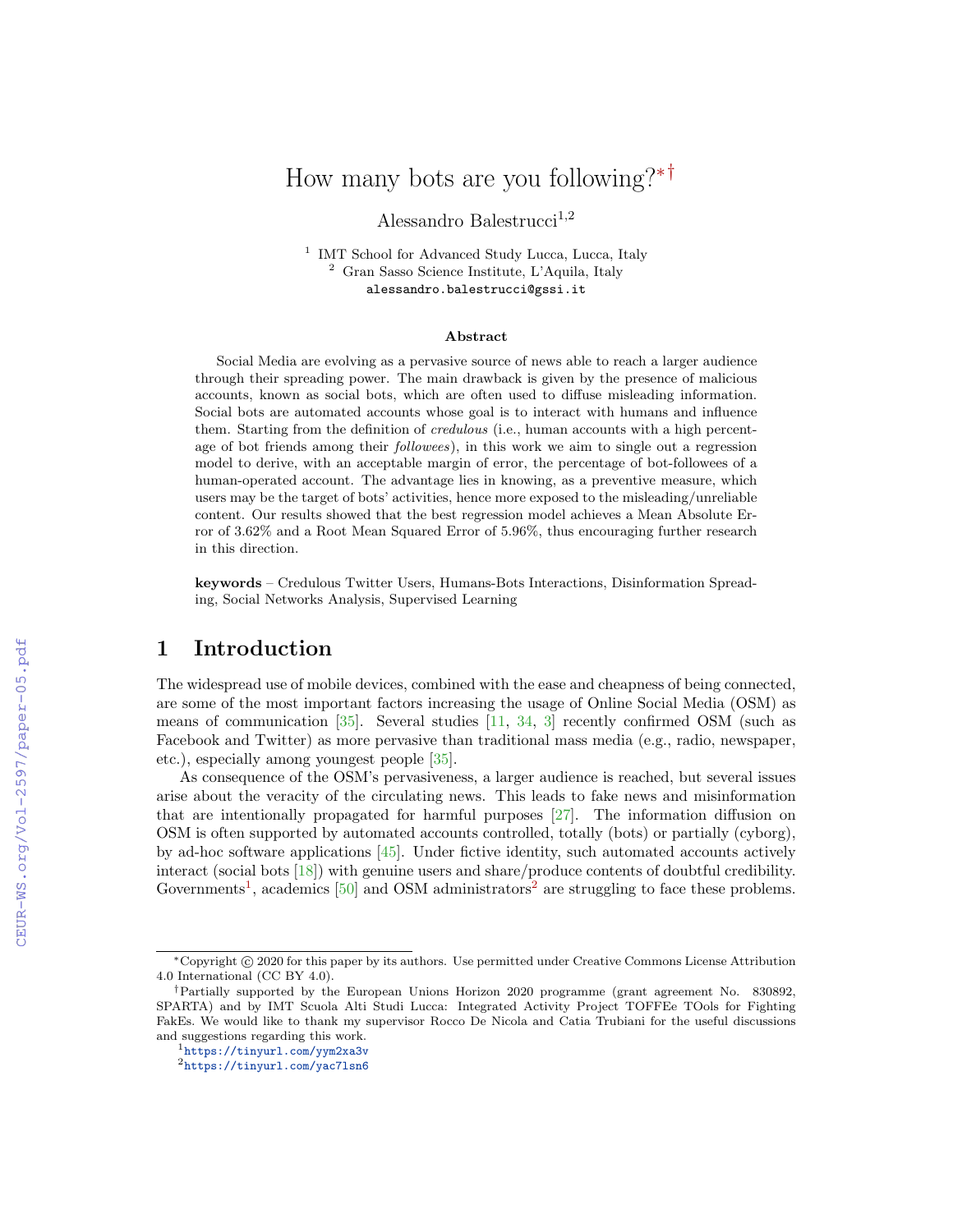# How many bots are you following?[*†]

Alessandro Balestrucci[1,2]

[1] IMT School for Advanced Study Lucca, Lucca, Italy
[2] Gran Sasso Science Institute, L'Aquila, Italy
alessandro.balestrucci@gssi.it

### Abstract

Social Media are evolving as a pervasive source of news able to reach a larger audience through their spreading power. The main drawback is given by the presence of malicious accounts, known as social bots, which are often used to diffuse misleading information. Social bots are automated accounts whose goal is to interact with humans and influence them. Starting from the definition of *credulous* (i.e., human accounts with a high percentage of bot friends among their *followees*), in this work we aim to single out a regression model to derive, with an acceptable margin of error, the percentage of bot-followees of a human-operated account. The advantage lies in knowing, as a preventive measure, which users may be the target of bots' activities, hence more exposed to the misleading/unreliable content. Our results showed that the best regression model achieves a Mean Absolute Error of 3.62% and a Root Mean Squared Error of 5.96%, thus encouraging further research in this direction.

**keywords** – Credulous Twitter Users, Humans-Bots Interactions, Disinformation Spreading, Social Networks Analysis, Supervised Learning

## 1 Introduction

The widespread use of mobile devices, combined with the ease and cheapness of being connected, are some of the most important factors increasing the usage of Online Social Media (OSM) as means of communication [35]. Several studies [11, 34, 3] recently confirmed OSM (such as Facebook and Twitter) as more pervasive than traditional mass media (e.g., radio, newspaper, etc.), especially among youngest people [35].

As consequence of the OSM's pervasiveness, a larger audience is reached, but several issues arise about the veracity of the circulating news. This leads to fake news and misinformation that are intentionally propagated for harmful purposes [27]. The information diffusion on OSM is often supported by automated accounts controlled, totally (bots) or partially (cyborg), by ad-hoc software applications [45]. Under fictive identity, such automated accounts actively interact (social bots [18]) with genuine users and share/produce contents of doubtful credibility. Governments[1], academics [50] and OSM administrators[2] are struggling to face these problems.

---

*Copyright © 2020 for this paper by its authors. Use permitted under Creative Commons License Attribution 4.0 International (CC BY 4.0).

†Partially supported by the European Unions Horizon 2020 programme (grant agreement No. 830892, SPARTA) and by IMT Scuola Alti Studi Lucca: Integrated Activity Project TOFFEe TOols for Fighting FakEs. We would like to thank my supervisor Rocco De Nicola and Catia Trubiani for the useful discussions and suggestions regarding this work.

[1] https://tinyurl.com/yym2xa3v

[2] https://tinyurl.com/yac7lsn6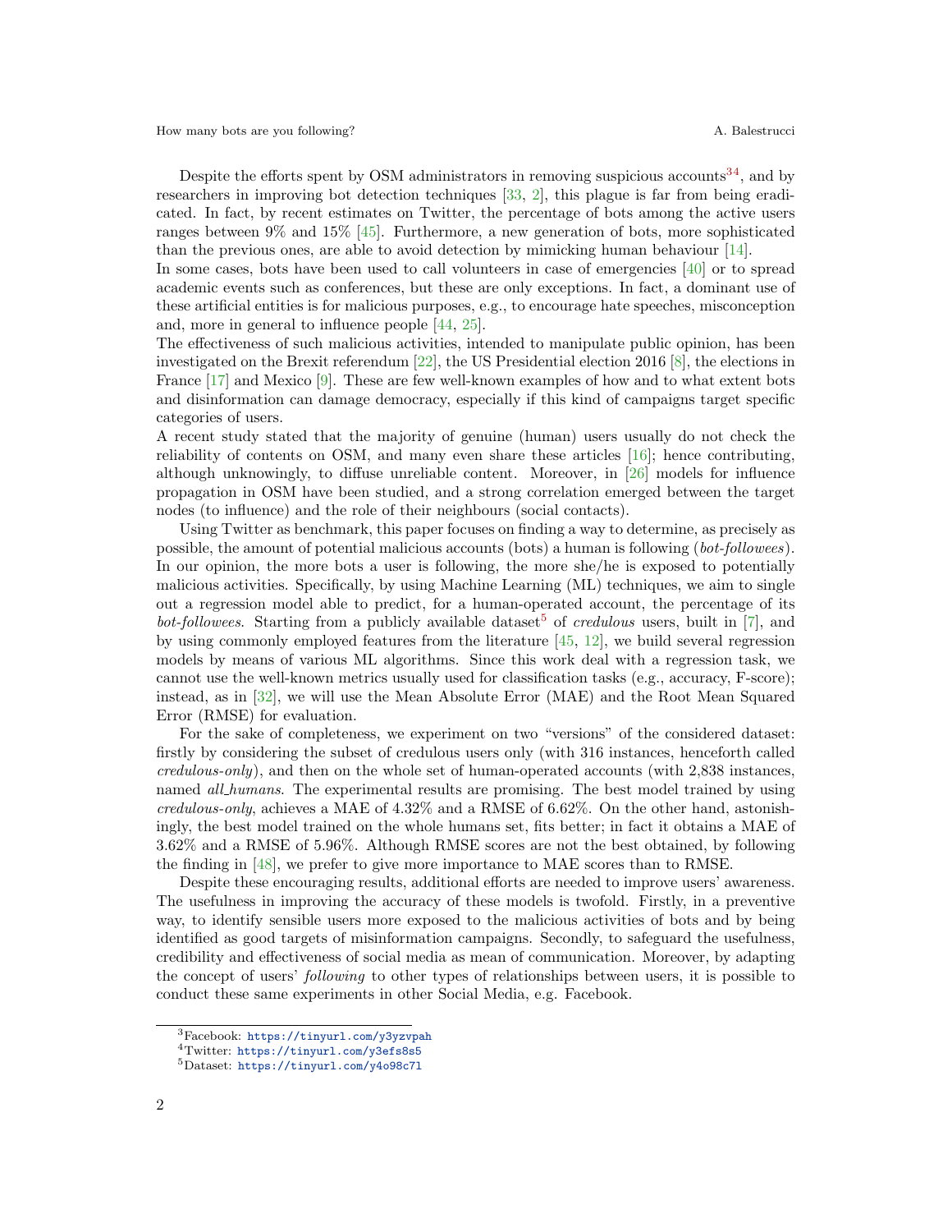Despite the efforts spent by OSM administrators in removing suspicious accounts[3][4], and by researchers in improving bot detection techniques [33, 2], this plague is far from being eradicated. In fact, by recent estimates on Twitter, the percentage of bots among the active users ranges between 9% and 15% [45]. Furthermore, a new generation of bots, more sophisticated than the previous ones, are able to avoid detection by mimicking human behaviour [14].
In some cases, bots have been used to call volunteers in case of emergencies [40] or to spread academic events such as conferences, but these are only exceptions. In fact, a dominant use of these artificial entities is for malicious purposes, e.g., to encourage hate speeches, misconception and, more in general to influence people [44, 25].
The effectiveness of such malicious activities, intended to manipulate public opinion, has been investigated on the Brexit referendum [22], the US Presidential election 2016 [8], the elections in France [17] and Mexico [9]. These are few well-known examples of how and to what extent bots and disinformation can damage democracy, especially if this kind of campaigns target specific categories of users.
A recent study stated that the majority of genuine (human) users usually do not check the reliability of contents on OSM, and many even share these articles [16]; hence contributing, although unknowingly, to diffuse unreliable content. Moreover, in [26] models for influence propagation in OSM have been studied, and a strong correlation emerged between the target nodes (to influence) and the role of their neighbours (social contacts).

Using Twitter as benchmark, this paper focuses on finding a way to determine, as precisely as possible, the amount of potential malicious accounts (bots) a human is following (*bot-followees*). In our opinion, the more bots a user is following, the more she/he is exposed to potentially malicious activities. Specifically, by using Machine Learning (ML) techniques, we aim to single out a regression model able to predict, for a human-operated account, the percentage of its *bot-followees*. Starting from a publicly available dataset[5] of *credulous* users, built in [7], and by using commonly employed features from the literature [45, 12], we build several regression models by means of various ML algorithms. Since this work deal with a regression task, we cannot use the well-known metrics usually used for classification tasks (e.g., accuracy, F-score); instead, as in [32], we will use the Mean Absolute Error (MAE) and the Root Mean Squared Error (RMSE) for evaluation.

For the sake of completeness, we experiment on two "versions" of the considered dataset: firstly by considering the subset of credulous users only (with 316 instances, henceforth called *credulous-only*), and then on the whole set of human-operated accounts (with 2,838 instances, named *all_humans*. The experimental results are promising. The best model trained by using *credulous-only*, achieves a MAE of 4.32% and a RMSE of 6.62%. On the other hand, astonishingly, the best model trained on the whole humans set, fits better; in fact it obtains a MAE of 3.62% and a RMSE of 5.96%. Although RMSE scores are not the best obtained, by following the finding in [48], we prefer to give more importance to MAE scores than to RMSE.

Despite these encouraging results, additional efforts are needed to improve users' awareness. The usefulness in improving the accuracy of these models is twofold. Firstly, in a preventive way, to identify sensible users more exposed to the malicious activities of bots and by being identified as good targets of misinformation campaigns. Secondly, to safeguard the usefulness, credibility and effectiveness of social media as mean of communication. Moreover, by adapting the concept of users' *following* to other types of relationships between users, it is possible to conduct these same experiments in other Social Media, e.g. Facebook.

---

[3] Facebook: https://tinyurl.com/y3yzvpah
[4] Twitter: https://tinyurl.com/y3efs8s5
[5] Dataset: https://tinyurl.com/y4o98c7l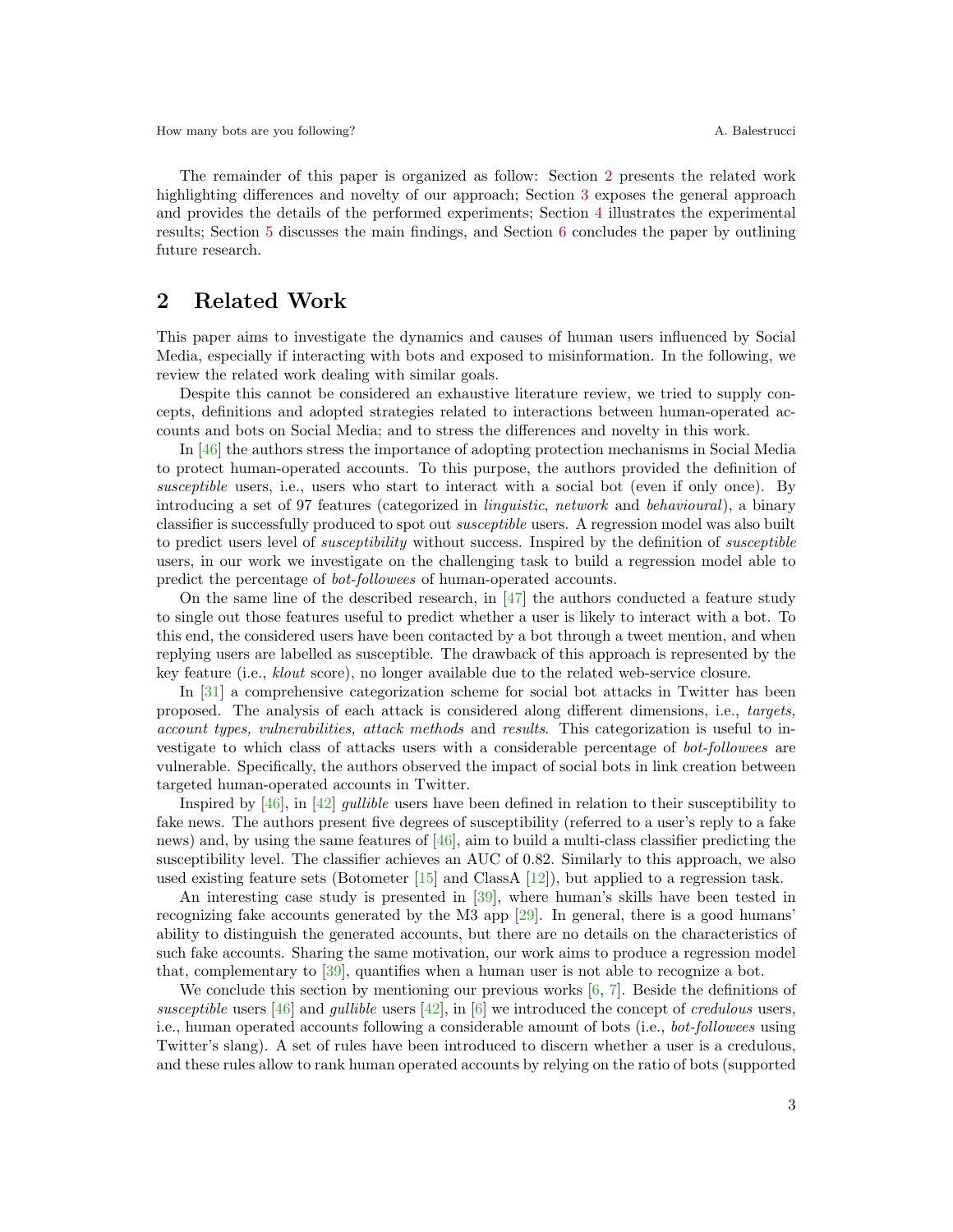The remainder of this paper is organized as follow: Section 2 presents the related work highlighting differences and novelty of our approach; Section 3 exposes the general approach and provides the details of the performed experiments; Section 4 illustrates the experimental results; Section 5 discusses the main findings, and Section 6 concludes the paper by outlining future research.

## 2 Related Work

This paper aims to investigate the dynamics and causes of human users influenced by Social Media, especially if interacting with bots and exposed to misinformation. In the following, we review the related work dealing with similar goals.

Despite this cannot be considered an exhaustive literature review, we tried to supply concepts, definitions and adopted strategies related to interactions between human-operated accounts and bots on Social Media; and to stress the differences and novelty in this work.

In [46] the authors stress the importance of adopting protection mechanisms in Social Media to protect human-operated accounts. To this purpose, the authors provided the definition of *susceptible* users, i.e., users who start to interact with a social bot (even if only once). By introducing a set of 97 features (categorized in *linguistic*, *network* and *behavioural*), a binary classifier is successfully produced to spot out *susceptible* users. A regression model was also built to predict users level of *susceptibility* without success. Inspired by the definition of *susceptible* users, in our work we investigate on the challenging task to build a regression model able to predict the percentage of *bot-followees* of human-operated accounts.

On the same line of the described research, in [47] the authors conducted a feature study to single out those features useful to predict whether a user is likely to interact with a bot. To this end, the considered users have been contacted by a bot through a tweet mention, and when replying users are labelled as susceptible. The drawback of this approach is represented by the key feature (i.e., *klout* score), no longer available due to the related web-service closure.

In [31] a comprehensive categorization scheme for social bot attacks in Twitter has been proposed. The analysis of each attack is considered along different dimensions, i.e., *targets, account types, vulnerabilities, attack methods* and *results*. This categorization is useful to investigate to which class of attacks users with a considerable percentage of *bot-followees* are vulnerable. Specifically, the authors observed the impact of social bots in link creation between targeted human-operated accounts in Twitter.

Inspired by [46], in [42] *gullible* users have been defined in relation to their susceptibility to fake news. The authors present five degrees of susceptibility (referred to a user's reply to a fake news) and, by using the same features of [46], aim to build a multi-class classifier predicting the susceptibility level. The classifier achieves an AUC of 0.82. Similarly to this approach, we also used existing feature sets (Botometer [15] and ClassA [12]), but applied to a regression task.

An interesting case study is presented in [39], where human's skills have been tested in recognizing fake accounts generated by the M3 app [29]. In general, there is a good humans' ability to distinguish the generated accounts, but there are no details on the characteristics of such fake accounts. Sharing the same motivation, our work aims to produce a regression model that, complementary to [39], quantifies when a human user is not able to recognize a bot.

We conclude this section by mentioning our previous works [6, 7]. Beside the definitions of *susceptible* users [46] and *gullible* users [42], in [6] we introduced the concept of *credulous* users, i.e., human operated accounts following a considerable amount of bots (i.e., *bot-followees* using Twitter's slang). A set of rules have been introduced to discern whether a user is a credulous, and these rules allow to rank human operated accounts by relying on the ratio of bots (supported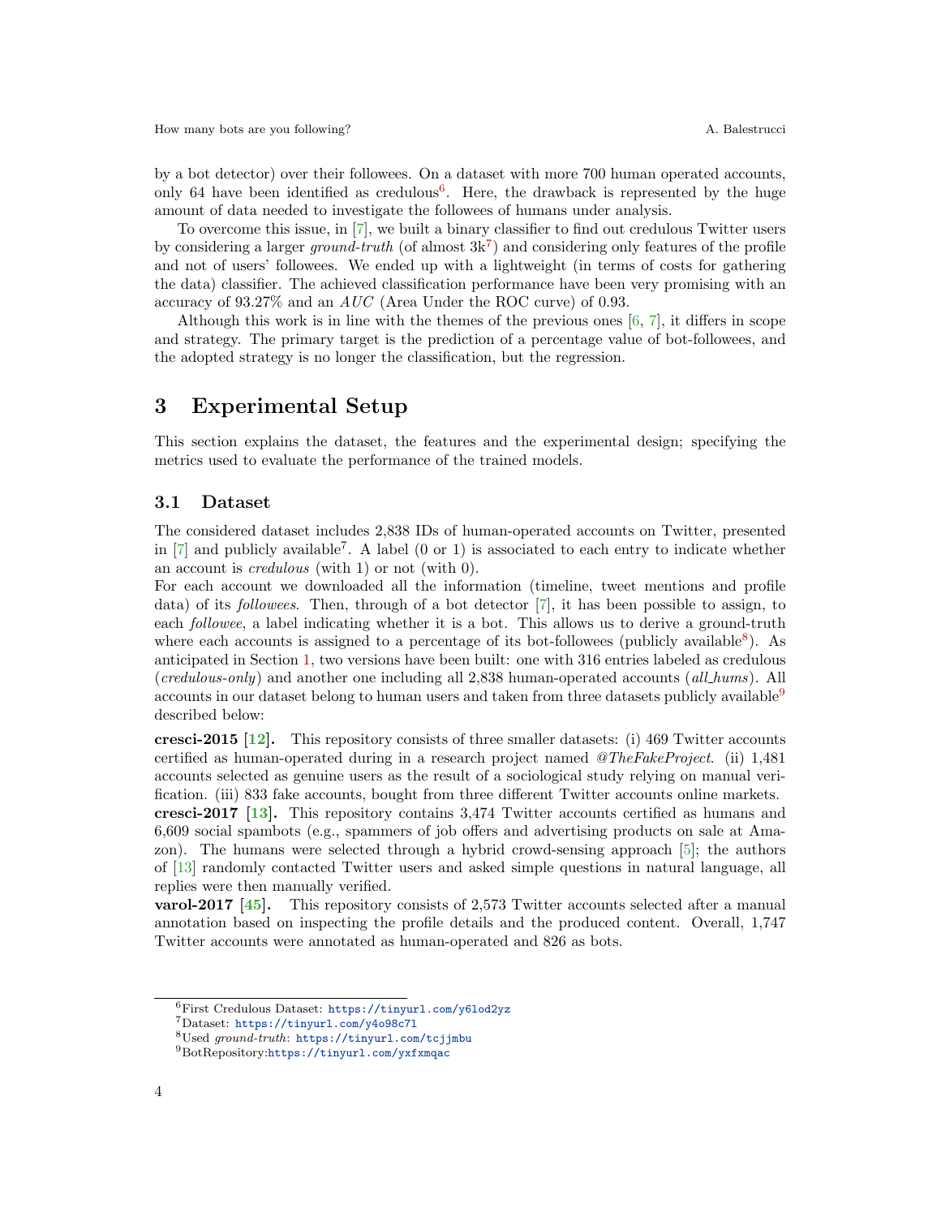by a bot detector) over their followees. On a dataset with more 700 human operated accounts, only 64 have been identified as credulous[6]. Here, the drawback is represented by the huge amount of data needed to investigate the followees of humans under analysis.

To overcome this issue, in [7], we built a binary classifier to find out credulous Twitter users by considering a larger *ground-truth* (of almost 3k[7]) and considering only features of the profile and not of users' followees. We ended up with a lightweight (in terms of costs for gathering the data) classifier. The achieved classification performance have been very promising with an accuracy of 93.27% and an *AUC* (Area Under the ROC curve) of 0.93.

Although this work is in line with the themes of the previous ones [6, 7], it differs in scope and strategy. The primary target is the prediction of a percentage value of bot-followees, and the adopted strategy is no longer the classification, but the regression.

# 3 Experimental Setup

This section explains the dataset, the features and the experimental design; specifying the metrics used to evaluate the performance of the trained models.

## 3.1 Dataset

The considered dataset includes 2,838 IDs of human-operated accounts on Twitter, presented in [7] and publicly available[7]. A label (0 or 1) is associated to each entry to indicate whether an account is *credulous* (with 1) or not (with 0).
For each account we downloaded all the information (timeline, tweet mentions and profile data) of its *followees*. Then, through of a bot detector [7], it has been possible to assign, to each *followee*, a label indicating whether it is a bot. This allows us to derive a ground-truth where each accounts is assigned to a percentage of its bot-followees (publicly available[8]). As anticipated in Section 1, two versions have been built: one with 316 entries labeled as credulous (*credulous-only*) and another one including all 2,838 human-operated accounts (*all_hums*). All accounts in our dataset belong to human users and taken from three datasets publicly available[9] described below:

**cresci-2015 [12].** This repository consists of three smaller datasets: (i) 469 Twitter accounts certified as human-operated during in a research project named *@TheFakeProject*. (ii) 1,481 accounts selected as genuine users as the result of a sociological study relying on manual verification. (iii) 833 fake accounts, bought from three different Twitter accounts online markets.
**cresci-2017 [13].** This repository contains 3,474 Twitter accounts certified as humans and 6,609 social spambots (e.g., spammers of job offers and advertising products on sale at Amazon). The humans were selected through a hybrid crowd-sensing approach [5]; the authors of [13] randomly contacted Twitter users and asked simple questions in natural language, all replies were then manually verified.
**varol-2017 [45].** This repository consists of 2,573 Twitter accounts selected after a manual annotation based on inspecting the profile details and the produced content. Overall, 1,747 Twitter accounts were annotated as human-operated and 826 as bots.

[6]First Credulous Dataset: https://tinyurl.com/y6lod2yz
[7]Dataset: https://tinyurl.com/y4o98c7l
[8]Used *ground-truth*: https://tinyurl.com/tcjjmbu
[9]BotRepository:https://tinyurl.com/yxfxmqac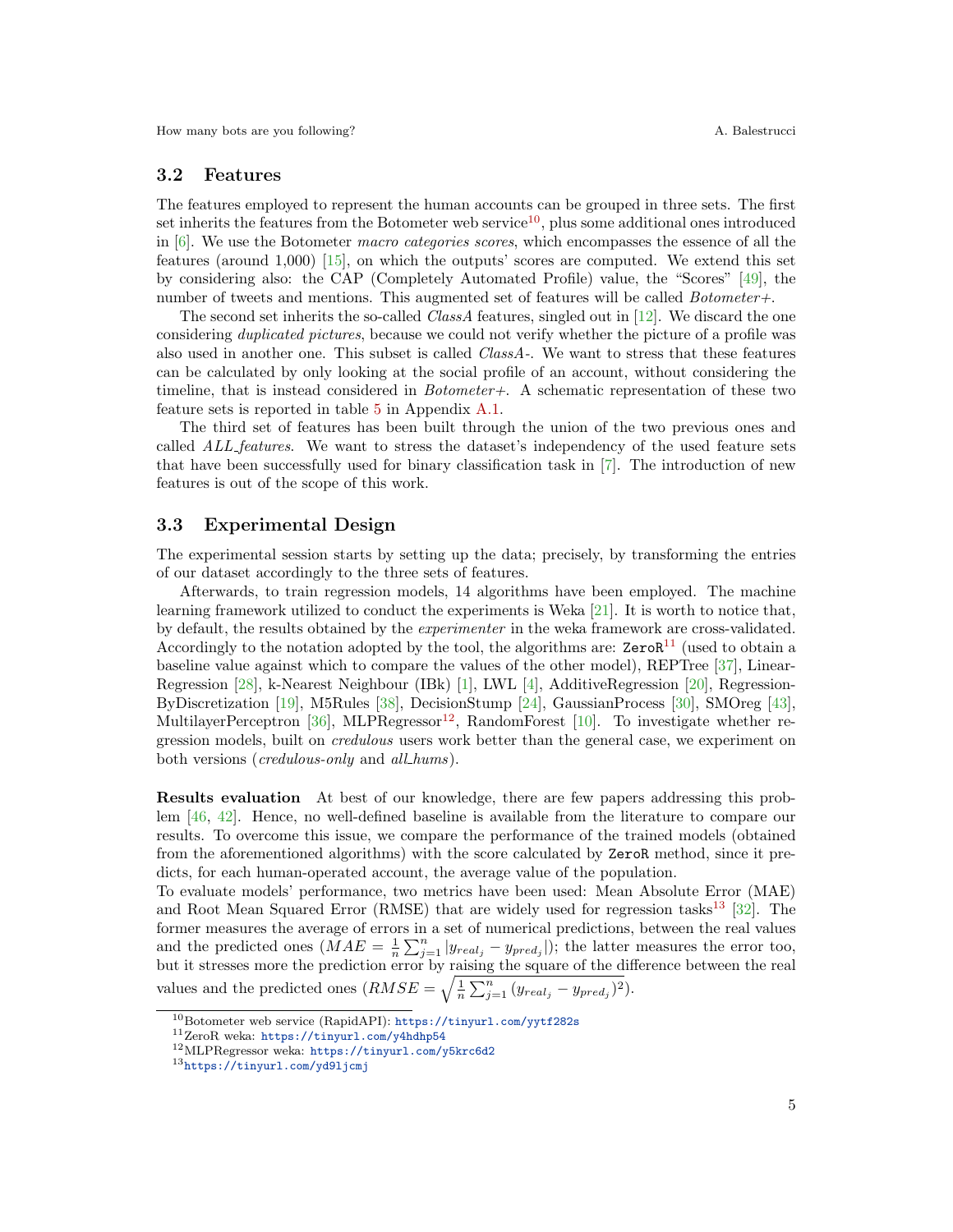### 3.2 Features

The features employed to represent the human accounts can be grouped in three sets. The first set inherits the features from the Botometer web service[10], plus some additional ones introduced in [6]. We use the Botometer *macro categories scores*, which encompasses the essence of all the features (around 1,000) [15], on which the outputs' scores are computed. We extend this set by considering also: the CAP (Completely Automated Profile) value, the "Scores" [49], the number of tweets and mentions. This augmented set of features will be called *Botometer+*.

The second set inherits the so-called *ClassA* features, singled out in [12]. We discard the one considering *duplicated pictures*, because we could not verify whether the picture of a profile was also used in another one. This subset is called *ClassA-*. We want to stress that these features can be calculated by only looking at the social profile of an account, without considering the timeline, that is instead considered in *Botometer+*. A schematic representation of these two feature sets is reported in table 5 in Appendix A.1.

The third set of features has been built through the union of the two previous ones and called *ALL_features*. We want to stress the dataset's independency of the used feature sets that have been successfully used for binary classification task in [7]. The introduction of new features is out of the scope of this work.

### 3.3 Experimental Design

The experimental session starts by setting up the data; precisely, by transforming the entries of our dataset accordingly to the three sets of features.

Afterwards, to train regression models, 14 algorithms have been employed. The machine learning framework utilized to conduct the experiments is Weka [21]. It is worth to notice that, by default, the results obtained by the *experimenter* in the weka framework are cross-validated. Accordingly to the notation adopted by the tool, the algorithms are: `ZeroR`[11] (used to obtain a baseline value against which to compare the values of the other model), REPTree [37], LinearRegression [28], k-Nearest Neighbour (IBk) [1], LWL [4], AdditiveRegression [20], RegressionByDiscretization [19], M5Rules [38], DecisionStump [24], GaussianProcess [30], SMOreg [43], MultilayerPerceptron [36], MLPRegressor[12], RandomForest [10]. To investigate whether regression models, built on *credulous* users work better than the general case, we experiment on both versions (*credulous-only* and *all_hums*).

**Results evaluation** At best of our knowledge, there are few papers addressing this problem [46, 42]. Hence, no well-defined baseline is available from the literature to compare our results. To overcome this issue, we compare the performance of the trained models (obtained from the aforementioned algorithms) with the score calculated by `ZeroR` method, since it predicts, for each human-operated account, the average value of the population.

To evaluate models' performance, two metrics have been used: Mean Absolute Error (MAE) and Root Mean Squared Error (RMSE) that are widely used for regression tasks[13] [32]. The former measures the average of errors in a set of numerical predictions, between the real values and the predicted ones ($MAE = \frac{1}{n}\sum_{j=1}^{n}|y_{real_j} - y_{pred_j}|$); the latter measures the error too, but it stresses more the prediction error by raising the square of the difference between the real values and the predicted ones ($RMSE = \sqrt{\frac{1}{n}\sum_{j=1}^{n}(y_{real_j} - y_{pred_j})^2}$).

[10] Botometer web service (RapidAPI): https://tinyurl.com/yytf282s

[11] ZeroR weka: https://tinyurl.com/y4hdhp54

[12] MLPRegressor weka: https://tinyurl.com/y5krc6d2

[13] https://tinyurl.com/yd9ljcmj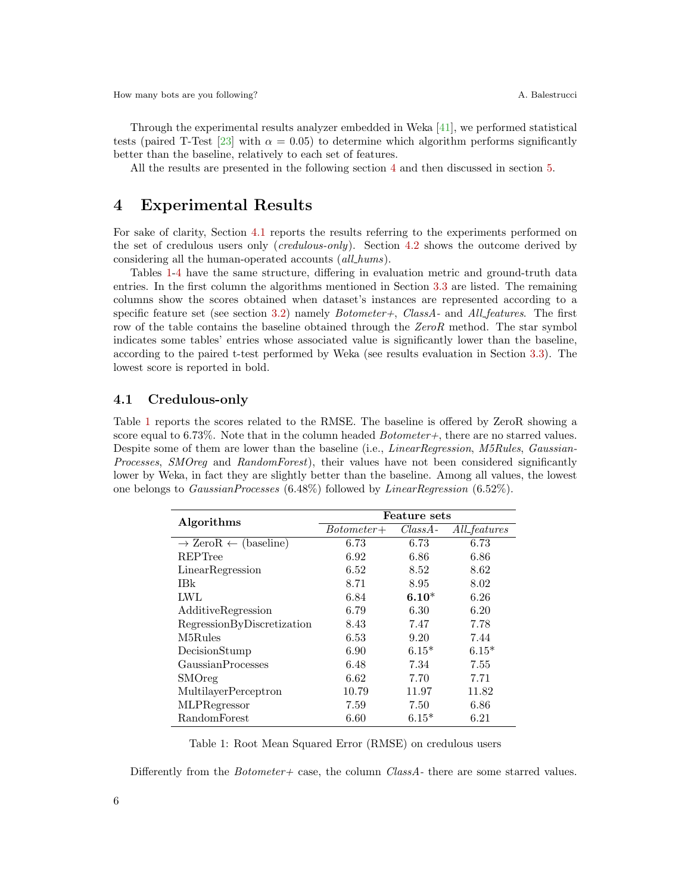Through the experimental results analyzer embedded in Weka [41], we performed statistical tests (paired T-Test [23] with $\alpha = 0.05$) to determine which algorithm performs significantly better than the baseline, relatively to each set of features.

All the results are presented in the following section 4 and then discussed in section 5.

# 4 Experimental Results

For sake of clarity, Section 4.1 reports the results referring to the experiments performed on the set of credulous users only (*credulous-only*). Section 4.2 shows the outcome derived by considering all the human-operated accounts (*all_hums*).

Tables 1-4 have the same structure, differing in evaluation metric and ground-truth data entries. In the first column the algorithms mentioned in Section 3.3 are listed. The remaining columns show the scores obtained when dataset's instances are represented according to a specific feature set (see section 3.2) namely *Botometer+*, *ClassA-* and *All_features*. The first row of the table contains the baseline obtained through the *ZeroR* method. The star symbol indicates some tables' entries whose associated value is significantly lower than the baseline, according to the paired t-test performed by Weka (see results evaluation in Section 3.3). The lowest score is reported in bold.

## 4.1 Credulous-only

Table 1 reports the scores related to the RMSE. The baseline is offered by ZeroR showing a score equal to 6.73%. Note that in the column headed *Botometer+*, there are no starred values. Despite some of them are lower than the baseline (i.e., *LinearRegression*, *M5Rules*, *GaussianProcesses*, *SMOreg* and *RandomForest*), their values have not been considered significantly lower by Weka, in fact they are slightly better than the baseline. Among all values, the lowest one belongs to *GaussianProcesses* (6.48%) followed by *LinearRegression* (6.52%).

| Algorithms | Feature sets | | |
|---|---|---|---|
| | *Botometer+* | *ClassA-* | *All_features* |
| → ZeroR ← (baseline) | 6.73 | 6.73 | 6.73 |
| REPTree | 6.92 | 6.86 | 6.86 |
| LinearRegression | 6.52 | 8.52 | 8.62 |
| IBk | 8.71 | 8.95 | 8.02 |
| LWL | 6.84 | **6.10*** | 6.26 |
| AdditiveRegression | 6.79 | 6.30 | 6.20 |
| RegressionByDiscretization | 8.43 | 7.47 | 7.78 |
| M5Rules | 6.53 | 9.20 | 7.44 |
| DecisionStump | 6.90 | 6.15* | 6.15* |
| GaussianProcesses | 6.48 | 7.34 | 7.55 |
| SMOreg | 6.62 | 7.70 | 7.71 |
| MultilayerPerceptron | 10.79 | 11.97 | 11.82 |
| MLPRegressor | 7.59 | 7.50 | 6.86 |
| RandomForest | 6.60 | 6.15* | 6.21 |

Table 1: Root Mean Squared Error (RMSE) on credulous users

Differently from the *Botometer+* case, the column *ClassA-* there are some starred values.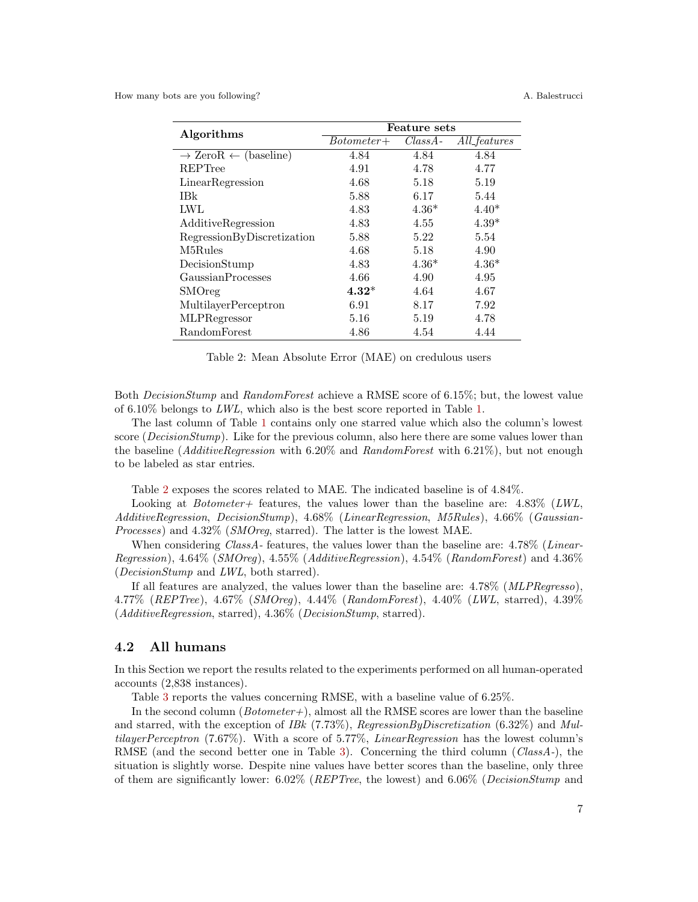| **Algorithms** | **Feature sets** | | |
|---|---|---|---|
| | *Botometer+* | *ClassA-* | *All_features* |
| → ZeroR ← (baseline) | 4.84 | 4.84 | 4.84 |
| REPTree | 4.91 | 4.78 | 4.77 |
| LinearRegression | 4.68 | 5.18 | 5.19 |
| IBk | 5.88 | 6.17 | 5.44 |
| LWL | 4.83 | 4.36* | 4.40* |
| AdditiveRegression | 4.83 | 4.55 | 4.39* |
| RegressionByDiscretization | 5.88 | 5.22 | 5.54 |
| M5Rules | 4.68 | 5.18 | 4.90 |
| DecisionStump | 4.83 | 4.36* | 4.36* |
| GaussianProcesses | 4.66 | 4.90 | 4.95 |
| SMOreg | **4.32*** | 4.64 | 4.67 |
| MultilayerPerceptron | 6.91 | 8.17 | 7.92 |
| MLPRegressor | 5.16 | 5.19 | 4.78 |
| RandomForest | 4.86 | 4.54 | 4.44 |

Table 2: Mean Absolute Error (MAE) on credulous users

Both *DecisionStump* and *RandomForest* achieve a RMSE score of 6.15%; but, the lowest value of 6.10% belongs to *LWL*, which also is the best score reported in Table 1.

The last column of Table 1 contains only one starred value which also the column's lowest score (*DecisionStump*). Like for the previous column, also here there are some values lower than the baseline (*AdditiveRegression* with 6.20% and *RandomForest* with 6.21%), but not enough to be labeled as star entries.

Table 2 exposes the scores related to MAE. The indicated baseline is of 4.84%.

Looking at *Botometer+* features, the values lower than the baseline are: 4.83% (*LWL*, *AdditiveRegression*, *DecisionStump*), 4.68% (*LinearRegression*, *M5Rules*), 4.66% (*GaussianProcesses*) and 4.32% (*SMOreg*, starred). The latter is the lowest MAE.

When considering *ClassA-* features, the values lower than the baseline are: 4.78% (*LinearRegression*), 4.64% (*SMOreg*), 4.55% (*AdditiveRegression*), 4.54% (*RandomForest*) and 4.36% (*DecisionStump* and *LWL*, both starred).

If all features are analyzed, the values lower than the baseline are: 4.78% (*MLPRegresso*), 4.77% (*REPTree*), 4.67% (*SMOreg*), 4.44% (*RandomForest*), 4.40% (*LWL*, starred), 4.39% (*AdditiveRegression*, starred), 4.36% (*DecisionStump*, starred).

## 4.2 All humans

In this Section we report the results related to the experiments performed on all human-operated accounts (2,838 instances).

Table 3 reports the values concerning RMSE, with a baseline value of 6.25%.

In the second column (*Botometer+*), almost all the RMSE scores are lower than the baseline and starred, with the exception of *IBk* (7.73%), *RegressionByDiscretization* (6.32%) and *MultilayerPerceptron* (7.67%). With a score of 5.77%, *LinearRegression* has the lowest column's RMSE (and the second better one in Table 3). Concerning the third column (*ClassA-*), the situation is slightly worse. Despite nine values have better scores than the baseline, only three of them are significantly lower: 6.02% (*REPTree*, the lowest) and 6.06% (*DecisionStump* and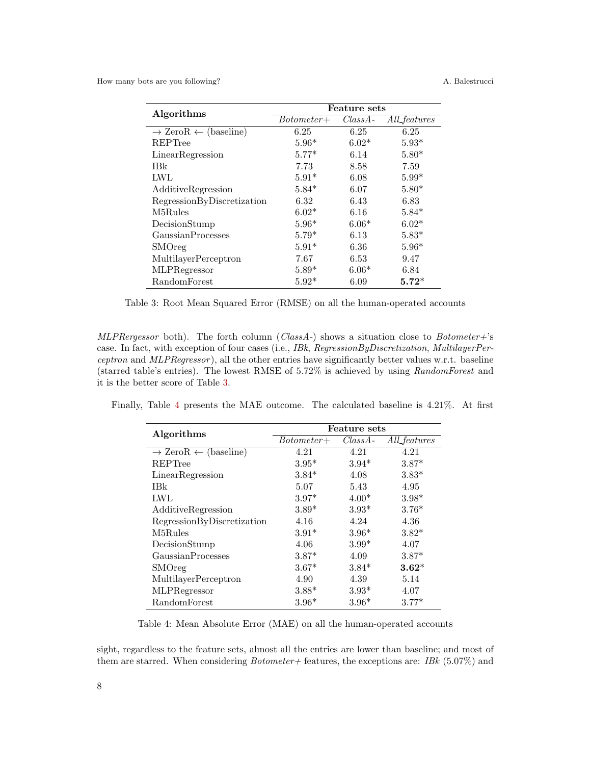| Algorithms | Feature sets | | |
|---|---|---|---|
| | *Botometer+* | *ClassA-* | *All_features* |
| → ZeroR ← (baseline) | 6.25 | 6.25 | 6.25 |
| REPTree | 5.96* | 6.02* | 5.93* |
| LinearRegression | 5.77* | 6.14 | 5.80* |
| IBk | 7.73 | 8.58 | 7.59 |
| LWL | 5.91* | 6.08 | 5.99* |
| AdditiveRegression | 5.84* | 6.07 | 5.80* |
| RegressionByDiscretization | 6.32 | 6.43 | 6.83 |
| M5Rules | 6.02* | 6.16 | 5.84* |
| DecisionStump | 5.96* | 6.06* | 6.02* |
| GaussianProcesses | 5.79* | 6.13 | 5.83* |
| SMOreg | 5.91* | 6.36 | 5.96* |
| MultilayerPerceptron | 7.67 | 6.53 | 9.47 |
| MLPRegressor | 5.89* | 6.06* | 6.84 |
| RandomForest | 5.92* | 6.09 | **5.72*** |

Table 3: Root Mean Squared Error (RMSE) on all the human-operated accounts

*MLPRergessor* both). The forth column (*ClassA-*) shows a situation close to *Botometer+*'s case. In fact, with exception of four cases (i.e., *IBk*, *RegressionByDiscretization*, *MultilayerPerceptron* and *MLPRegressor*), all the other entries have significantly better values w.r.t. baseline (starred table's entries). The lowest RMSE of 5.72% is achieved by using *RandomForest* and it is the better score of Table 3.

Finally, Table 4 presents the MAE outcome. The calculated baseline is 4.21%. At first sight, regardless to the feature sets, almost all the entries are lower than baseline; and most of them are starred. When considering *Botometer+* features, the exceptions are: *IBk* (5.07%) and

| Algorithms | Feature sets | | |
|---|---|---|---|
| | *Botometer+* | *ClassA-* | *All_features* |
| → ZeroR ← (baseline) | 4.21 | 4.21 | 4.21 |
| REPTree | 3.95* | 3.94* | 3.87* |
| LinearRegression | 3.84* | 4.08 | 3.83* |
| IBk | 5.07 | 5.43 | 4.95 |
| LWL | 3.97* | 4.00* | 3.98* |
| AdditiveRegression | 3.89* | 3.93* | 3.76* |
| RegressionByDiscretization | 4.16 | 4.24 | 4.36 |
| M5Rules | 3.91* | 3.96* | 3.82* |
| DecisionStump | 4.06 | 3.99* | 4.07 |
| GaussianProcesses | 3.87* | 4.09 | 3.87* |
| SMOreg | 3.67* | 3.84* | **3.62*** |
| MultilayerPerceptron | 4.90 | 4.39 | 5.14 |
| MLPRegressor | 3.88* | 3.93* | 4.07 |
| RandomForest | 3.96* | 3.96* | 3.77* |

Table 4: Mean Absolute Error (MAE) on all the human-operated accounts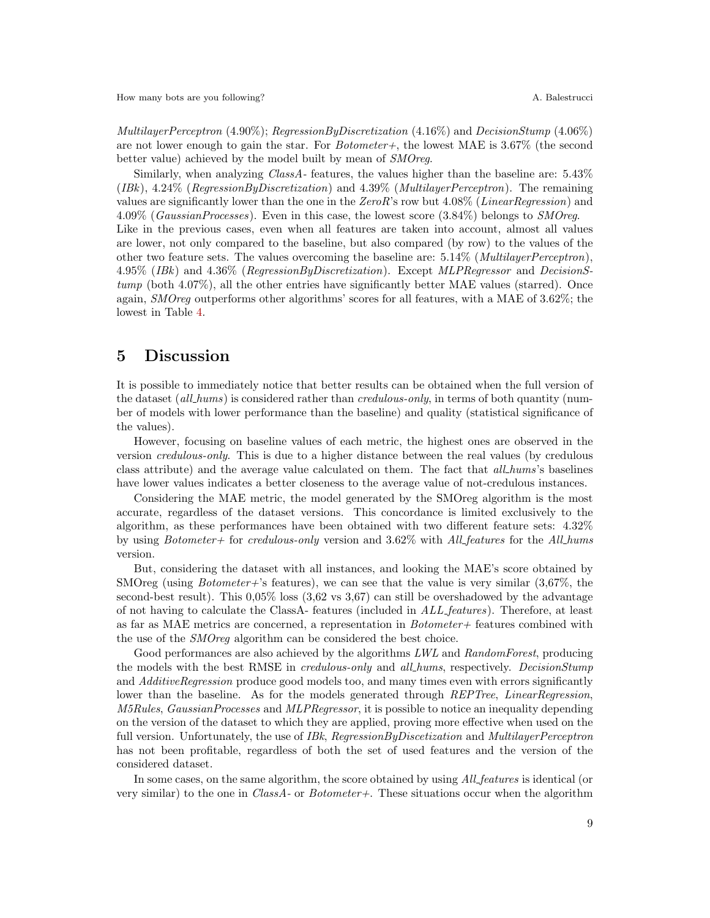*MultilayerPerceptron* (4.90%); *RegressionByDiscretization* (4.16%) and *DecisionStump* (4.06%) are not lower enough to gain the star. For *Botometer+*, the lowest MAE is 3.67% (the second better value) achieved by the model built by mean of *SMOreg*.

Similarly, when analyzing *ClassA-* features, the values higher than the baseline are: 5.43% (*IBk*), 4.24% (*RegressionByDiscretization*) and 4.39% (*MultilayerPerceptron*). The remaining values are significantly lower than the one in the *ZeroR*'s row but 4.08% (*LinearRegression*) and 4.09% (*GaussianProcesses*). Even in this case, the lowest score (3.84%) belongs to *SMOreg*.
Like in the previous cases, even when all features are taken into account, almost all values are lower, not only compared to the baseline, but also compared (by row) to the values of the other two feature sets. The values overcoming the baseline are: 5.14% (*MultilayerPerceptron*), 4.95% (*IBk*) and 4.36% (*RegressionByDiscretization*). Except *MLPRegressor* and *DecisionStump* (both 4.07%), all the other entries have significantly better MAE values (starred). Once again, *SMOreg* outperforms other algorithms' scores for all features, with a MAE of 3.62%; the lowest in Table 4.

# 5 Discussion

It is possible to immediately notice that better results can be obtained when the full version of the dataset (*all_hums*) is considered rather than *credulous-only*, in terms of both quantity (number of models with lower performance than the baseline) and quality (statistical significance of the values).

However, focusing on baseline values of each metric, the highest ones are observed in the version *credulous-only*. This is due to a higher distance between the real values (by credulous class attribute) and the average value calculated on them. The fact that *all_hums*'s baselines have lower values indicates a better closeness to the average value of not-credulous instances.

Considering the MAE metric, the model generated by the SMOreg algorithm is the most accurate, regardless of the dataset versions. This concordance is limited exclusively to the algorithm, as these performances have been obtained with two different feature sets: 4.32% by using *Botometer+* for *credulous-only* version and 3.62% with *All_features* for the *All_hums* version.

But, considering the dataset with all instances, and looking the MAE's score obtained by SMOreg (using *Botometer+*'s features), we can see that the value is very similar (3,67%, the second-best result). This 0,05% loss (3,62 vs 3,67) can still be overshadowed by the advantage of not having to calculate the ClassA- features (included in *ALL_features*). Therefore, at least as far as MAE metrics are concerned, a representation in *Botometer+* features combined with the use of the *SMOreg* algorithm can be considered the best choice.

Good performances are also achieved by the algorithms *LWL* and *RandomForest*, producing the models with the best RMSE in *credulous-only* and *all_hums*, respectively. *DecisionStump* and *AdditiveRegression* produce good models too, and many times even with errors significantly lower than the baseline. As for the models generated through *REPTree*, *LinearRegression*, *M5Rules*, *GaussianProcesses* and *MLPRegressor*, it is possible to notice an inequality depending on the version of the dataset to which they are applied, proving more effective when used on the full version. Unfortunately, the use of *IBk*, *RegressionByDiscetization* and *MultilayerPerceptron* has not been profitable, regardless of both the set of used features and the version of the considered dataset.

In some cases, on the same algorithm, the score obtained by using *All_features* is identical (or very similar) to the one in *ClassA-* or *Botometer+*. These situations occur when the algorithm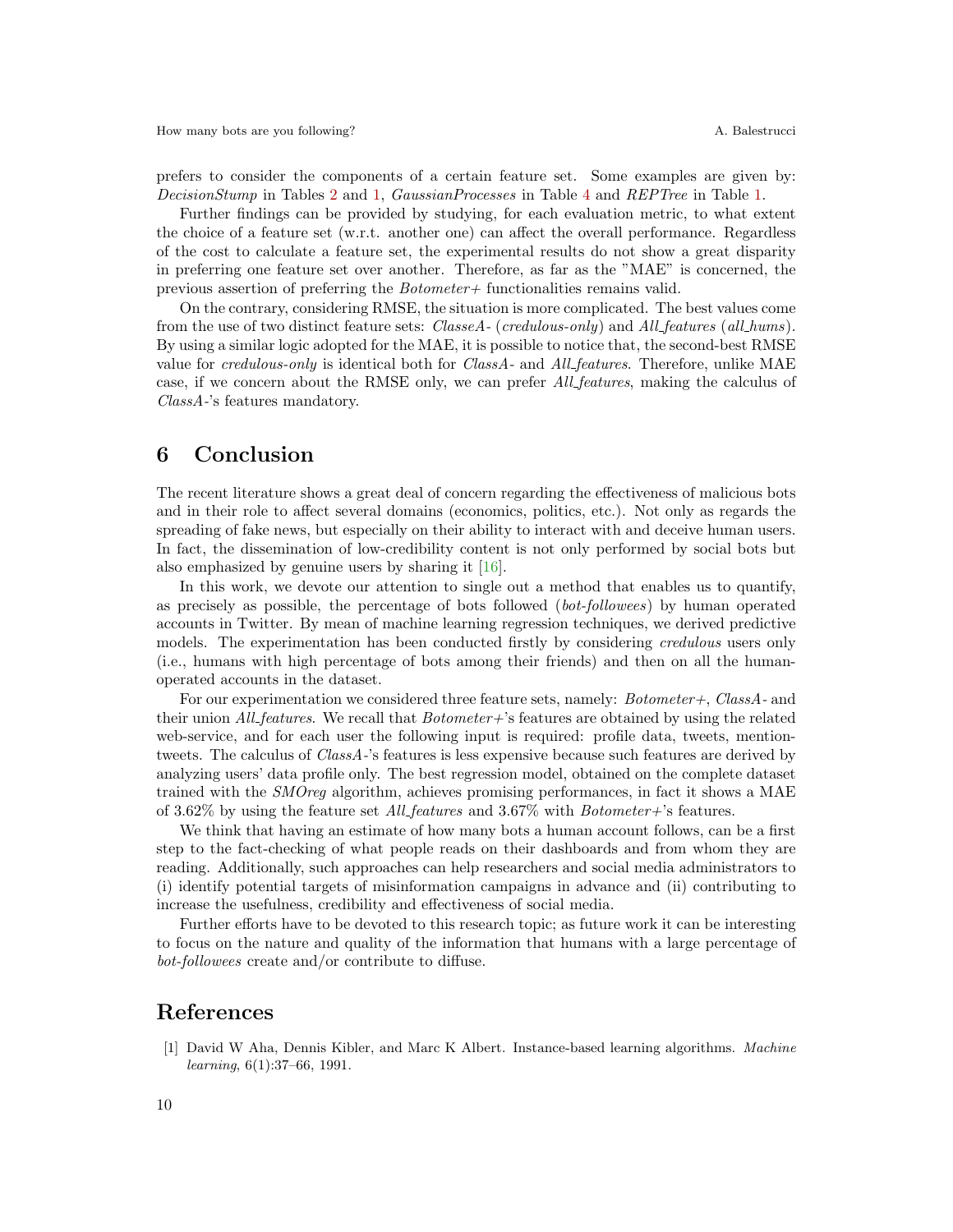prefers to consider the components of a certain feature set. Some examples are given by: *DecisionStump* in Tables 2 and 1, *GaussianProcesses* in Table 4 and *REPTree* in Table 1.

Further findings can be provided by studying, for each evaluation metric, to what extent the choice of a feature set (w.r.t. another one) can affect the overall performance. Regardless of the cost to calculate a feature set, the experimental results do not show a great disparity in preferring one feature set over another. Therefore, as far as the "MAE" is concerned, the previous assertion of preferring the *Botometer+* functionalities remains valid.

On the contrary, considering RMSE, the situation is more complicated. The best values come from the use of two distinct feature sets: *ClasseA-* (*credulous-only*) and *All_features* (*all_hums*). By using a similar logic adopted for the MAE, it is possible to notice that, the second-best RMSE value for *credulous-only* is identical both for *ClassA-* and *All_features*. Therefore, unlike MAE case, if we concern about the RMSE only, we can prefer *All_features*, making the calculus of *ClassA-*'s features mandatory.

# 6 Conclusion

The recent literature shows a great deal of concern regarding the effectiveness of malicious bots and in their role to affect several domains (economics, politics, etc.). Not only as regards the spreading of fake news, but especially on their ability to interact with and deceive human users. In fact, the dissemination of low-credibility content is not only performed by social bots but also emphasized by genuine users by sharing it [16].

In this work, we devote our attention to single out a method that enables us to quantify, as precisely as possible, the percentage of bots followed (*bot-followees*) by human operated accounts in Twitter. By mean of machine learning regression techniques, we derived predictive models. The experimentation has been conducted firstly by considering *credulous* users only (i.e., humans with high percentage of bots among their friends) and then on all the human-operated accounts in the dataset.

For our experimentation we considered three feature sets, namely: *Botometer+*, *ClassA-* and their union *All_features*. We recall that *Botometer+*'s features are obtained by using the related web-service, and for each user the following input is required: profile data, tweets, mention-tweets. The calculus of *ClassA-*'s features is less expensive because such features are derived by analyzing users' data profile only. The best regression model, obtained on the complete dataset trained with the *SMOreg* algorithm, achieves promising performances, in fact it shows a MAE of 3.62% by using the feature set *All_features* and 3.67% with *Botometer+*'s features.

We think that having an estimate of how many bots a human account follows, can be a first step to the fact-checking of what people reads on their dashboards and from whom they are reading. Additionally, such approaches can help researchers and social media administrators to (i) identify potential targets of misinformation campaigns in advance and (ii) contributing to increase the usefulness, credibility and effectiveness of social media.

Further efforts have to be devoted to this research topic; as future work it can be interesting to focus on the nature and quality of the information that humans with a large percentage of *bot-followees* create and/or contribute to diffuse.

# References

[1] David W Aha, Dennis Kibler, and Marc K Albert. Instance-based learning algorithms. *Machine learning*, 6(1):37–66, 1991.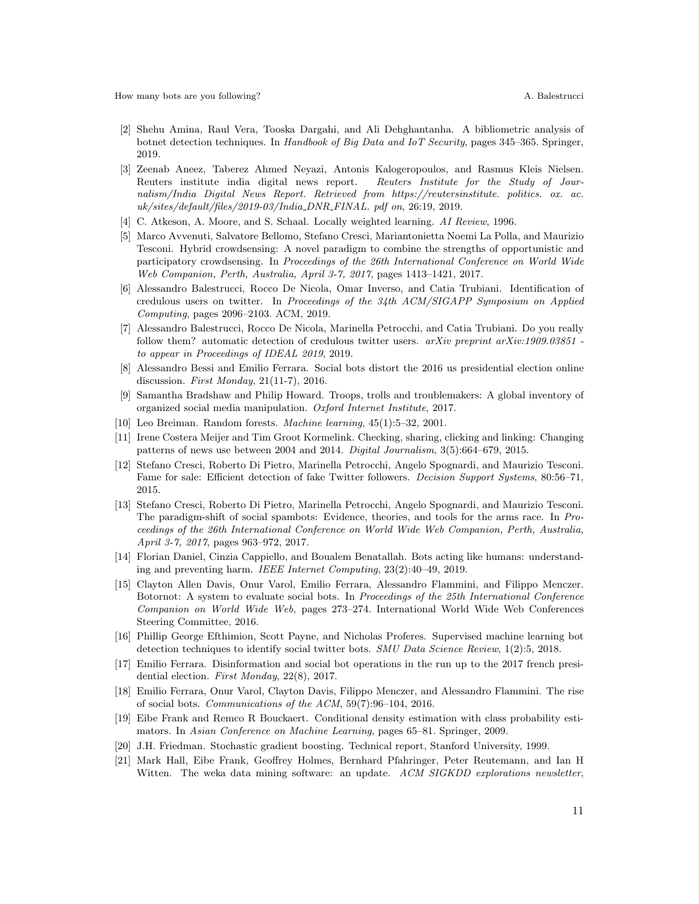[2] Shehu Amina, Raul Vera, Tooska Dargahi, and Ali Dehghantanha. A bibliometric analysis of botnet detection techniques. In *Handbook of Big Data and IoT Security*, pages 345–365. Springer, 2019.

[3] Zeenab Aneez, Taberez Ahmed Neyazi, Antonis Kalogeropoulos, and Rasmus Kleis Nielsen. Reuters institute india digital news report. *Reuters Institute for the Study of Journalism/India Digital News Report. Retrieved from https://reutersinstitute. politics. ox. ac. uk/sites/default/files/2019-03/India_DNR_FINAL. pdf on*, 26:19, 2019.

[4] C. Atkeson, A. Moore, and S. Schaal. Locally weighted learning. *AI Review*, 1996.

[5] Marco Avvenuti, Salvatore Bellomo, Stefano Cresci, Mariantonietta Noemi La Polla, and Maurizio Tesconi. Hybrid crowdsensing: A novel paradigm to combine the strengths of opportunistic and participatory crowdsensing. In *Proceedings of the 26th International Conference on World Wide Web Companion, Perth, Australia, April 3-7, 2017*, pages 1413–1421, 2017.

[6] Alessandro Balestrucci, Rocco De Nicola, Omar Inverso, and Catia Trubiani. Identification of credulous users on twitter. In *Proceedings of the 34th ACM/SIGAPP Symposium on Applied Computing*, pages 2096–2103. ACM, 2019.

[7] Alessandro Balestrucci, Rocco De Nicola, Marinella Petrocchi, and Catia Trubiani. Do you really follow them? automatic detection of credulous twitter users. *arXiv preprint arXiv:1909.03851 - to appear in Proceedings of IDEAL 2019*, 2019.

[8] Alessandro Bessi and Emilio Ferrara. Social bots distort the 2016 us presidential election online discussion. *First Monday*, 21(11-7), 2016.

[9] Samantha Bradshaw and Philip Howard. Troops, trolls and troublemakers: A global inventory of organized social media manipulation. *Oxford Internet Institute*, 2017.

[10] Leo Breiman. Random forests. *Machine learning*, 45(1):5–32, 2001.

[11] Irene Costera Meijer and Tim Groot Kormelink. Checking, sharing, clicking and linking: Changing patterns of news use between 2004 and 2014. *Digital Journalism*, 3(5):664–679, 2015.

[12] Stefano Cresci, Roberto Di Pietro, Marinella Petrocchi, Angelo Spognardi, and Maurizio Tesconi. Fame for sale: Efficient detection of fake Twitter followers. *Decision Support Systems*, 80:56–71, 2015.

[13] Stefano Cresci, Roberto Di Pietro, Marinella Petrocchi, Angelo Spognardi, and Maurizio Tesconi. The paradigm-shift of social spambots: Evidence, theories, and tools for the arms race. In *Proceedings of the 26th International Conference on World Wide Web Companion, Perth, Australia, April 3-7, 2017*, pages 963–972, 2017.

[14] Florian Daniel, Cinzia Cappiello, and Boualem Benatallah. Bots acting like humans: understanding and preventing harm. *IEEE Internet Computing*, 23(2):40–49, 2019.

[15] Clayton Allen Davis, Onur Varol, Emilio Ferrara, Alessandro Flammini, and Filippo Menczer. Botornot: A system to evaluate social bots. In *Proceedings of the 25th International Conference Companion on World Wide Web*, pages 273–274. International World Wide Web Conferences Steering Committee, 2016.

[16] Phillip George Efthimion, Scott Payne, and Nicholas Proferes. Supervised machine learning bot detection techniques to identify social twitter bots. *SMU Data Science Review*, 1(2):5, 2018.

[17] Emilio Ferrara. Disinformation and social bot operations in the run up to the 2017 french presidential election. *First Monday*, 22(8), 2017.

[18] Emilio Ferrara, Onur Varol, Clayton Davis, Filippo Menczer, and Alessandro Flammini. The rise of social bots. *Communications of the ACM*, 59(7):96–104, 2016.

[19] Eibe Frank and Remco R Bouckaert. Conditional density estimation with class probability estimators. In *Asian Conference on Machine Learning*, pages 65–81. Springer, 2009.

[20] J.H. Friedman. Stochastic gradient boosting. Technical report, Stanford University, 1999.

[21] Mark Hall, Eibe Frank, Geoffrey Holmes, Bernhard Pfahringer, Peter Reutemann, and Ian H Witten. The weka data mining software: an update. *ACM SIGKDD explorations newsletter*,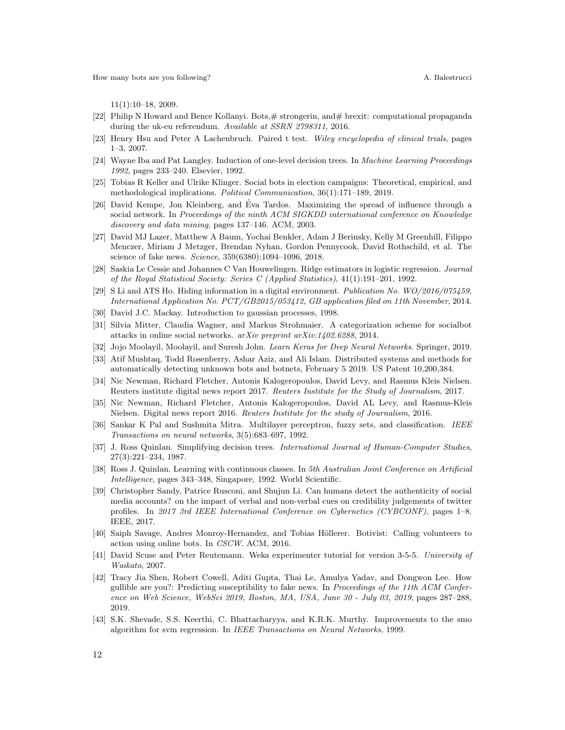11(1):10–18, 2009.

[22] Philip N Howard and Bence Kollanyi. Bots,# strongerin, and# brexit: computational propaganda during the uk-eu referendum. *Available at SSRN 2798311*, 2016.

[23] Henry Hsu and Peter A Lachenbruch. Paired t test. *Wiley encyclopedia of clinical trials*, pages 1–3, 2007.

[24] Wayne Iba and Pat Langley. Induction of one-level decision trees. In *Machine Learning Proceedings 1992*, pages 233–240. Elsevier, 1992.

[25] Tobias R Keller and Ulrike Klinger. Social bots in election campaigns: Theoretical, empirical, and methodological implications. *Political Communication*, 36(1):171–189, 2019.

[26] David Kempe, Jon Kleinberg, and Éva Tardos. Maximizing the spread of influence through a social network. In *Proceedings of the ninth ACM SIGKDD international conference on Knowledge discovery and data mining*, pages 137–146. ACM, 2003.

[27] David MJ Lazer, Matthew A Baum, Yochai Benkler, Adam J Berinsky, Kelly M Greenhill, Filippo Menczer, Miriam J Metzger, Brendan Nyhan, Gordon Pennycook, David Rothschild, et al. The science of fake news. *Science*, 359(6380):1094–1096, 2018.

[28] Saskia Le Cessie and Johannes C Van Houwelingen. Ridge estimators in logistic regression. *Journal of the Royal Statistical Society: Series C (Applied Statistics)*, 41(1):191–201, 1992.

[29] S Li and ATS Ho. Hiding information in a digital environment. *Publication No. WO/2016/075459, International Application No. PCT/GB2015/053412, GB application filed on 11th November*, 2014.

[30] David J.C. Mackay. Introduction to gaussian processes, 1998.

[31] Silvia Mitter, Claudia Wagner, and Markus Strohmaier. A categorization scheme for socialbot attacks in online social networks. *arXiv preprint arXiv:1402.6288*, 2014.

[32] Jojo Moolayil, Moolayil, and Suresh John. *Learn Keras for Deep Neural Networks*. Springer, 2019.

[33] Atif Mushtaq, Todd Rosenberry, Ashar Aziz, and Ali Islam. Distributed systems and methods for automatically detecting unknown bots and botnets, February 5 2019. US Patent 10,200,384.

[34] Nic Newman, Richard Fletcher, Antonis Kalogeropoulos, David Levy, and Rasmus Kleis Nielsen. Reuters institute digital news report 2017. *Reuters Institute for the Study of Journalism*, 2017.

[35] Nic Newman, Richard Fletcher, Antonis Kalogeropoulos, David AL Levy, and Rasmus-Kleis Nielsen. Digital news report 2016. *Reuters Institute for the study of Journalism*, 2016.

[36] Sankar K Pal and Sushmita Mitra. Multilayer perceptron, fuzzy sets, and classification. *IEEE Transactions on neural networks*, 3(5):683–697, 1992.

[37] J. Ross Quinlan. Simplifying decision trees. *International Journal of Human-Computer Studies*, 27(3):221–234, 1987.

[38] Ross J. Quinlan. Learning with continuous classes. In *5th Australian Joint Conference on Artificial Intelligence*, pages 343–348, Singapore, 1992. World Scientific.

[39] Christopher Sandy, Patrice Rusconi, and Shujun Li. Can humans detect the authenticity of social media accounts? on the impact of verbal and non-verbal cues on credibility judgements of twitter profiles. In *2017 3rd IEEE International Conference on Cybernetics (CYBCONF)*, pages 1–8. IEEE, 2017.

[40] Saiph Savage, Andres Monroy-Hernandez, and Tobias Höllerer. Botivist: Calling volunteers to action using online bots. In *CSCW*. ACM, 2016.

[41] David Scuse and Peter Reutemann. Weka experimenter tutorial for version 3-5-5. *University of Waikato*, 2007.

[42] Tracy Jia Shen, Robert Cowell, Aditi Gupta, Thai Le, Amulya Yadav, and Dongwon Lee. How gullible are you?: Predicting susceptibility to fake news. In *Proceedings of the 11th ACM Conference on Web Science, WebSci 2019, Boston, MA, USA, June 30 - July 03, 2019*, pages 287–288, 2019.

[43] S.K. Shevade, S.S. Keerthi, C. Bhattacharyya, and K.R.K. Murthy. Improvements to the smo algorithm for svm regression. In *IEEE Transactions on Neural Networks*, 1999.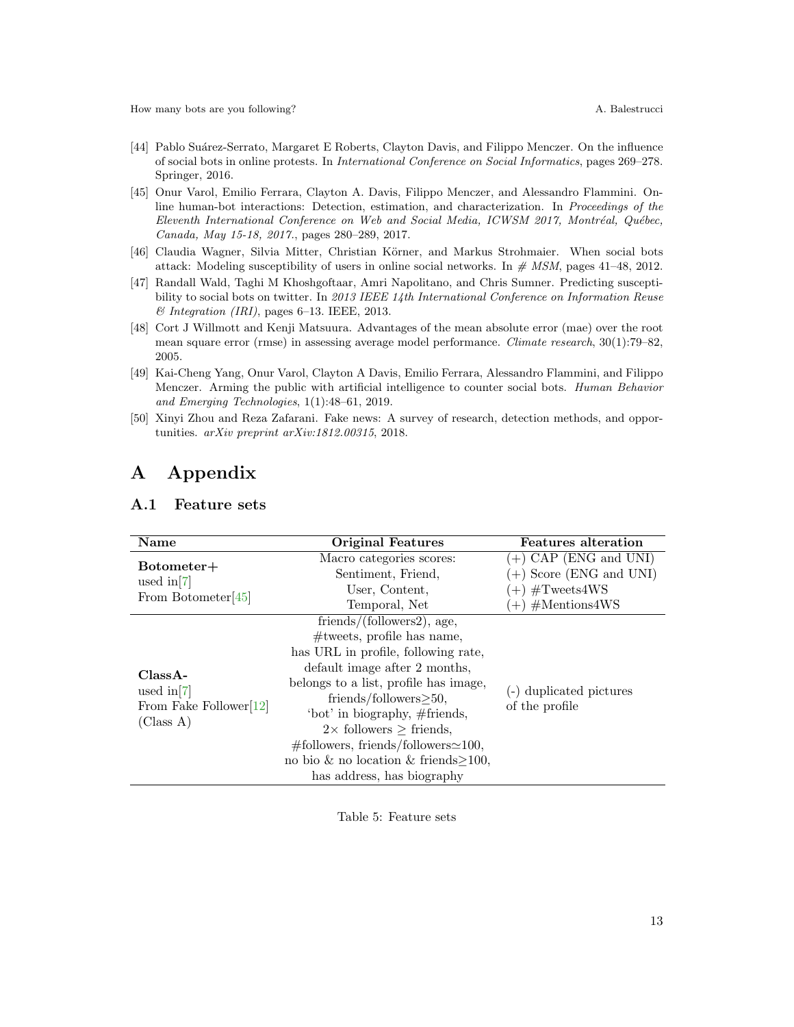[44] Pablo Suárez-Serrato, Margaret E Roberts, Clayton Davis, and Filippo Menczer. On the influence of social bots in online protests. In *International Conference on Social Informatics*, pages 269–278. Springer, 2016.

[45] Onur Varol, Emilio Ferrara, Clayton A. Davis, Filippo Menczer, and Alessandro Flammini. Online human-bot interactions: Detection, estimation, and characterization. In *Proceedings of the Eleventh International Conference on Web and Social Media, ICWSM 2017, Montréal, Québec, Canada, May 15-18, 2017.*, pages 280–289, 2017.

[46] Claudia Wagner, Silvia Mitter, Christian Körner, and Markus Strohmaier. When social bots attack: Modeling susceptibility of users in online social networks. In *# MSM*, pages 41–48, 2012.

[47] Randall Wald, Taghi M Khoshgoftaar, Amri Napolitano, and Chris Sumner. Predicting susceptibility to social bots on twitter. In *2013 IEEE 14th International Conference on Information Reuse & Integration (IRI)*, pages 6–13. IEEE, 2013.

[48] Cort J Willmott and Kenji Matsuura. Advantages of the mean absolute error (mae) over the root mean square error (rmse) in assessing average model performance. *Climate research*, 30(1):79–82, 2005.

[49] Kai-Cheng Yang, Onur Varol, Clayton A Davis, Emilio Ferrara, Alessandro Flammini, and Filippo Menczer. Arming the public with artificial intelligence to counter social bots. *Human Behavior and Emerging Technologies*, 1(1):48–61, 2019.

[50] Xinyi Zhou and Reza Zafarani. Fake news: A survey of research, detection methods, and opportunities. *arXiv preprint arXiv:1812.00315*, 2018.

# A Appendix

## A.1 Feature sets

| Name | Original Features | Features alteration |
|---|---|---|
| **Botometer+** used in[7] From Botometer[45] | Macro categories scores: Sentiment, Friend, User, Content, Temporal, Net | (+) CAP (ENG and UNI) (+) Score (ENG and UNI) (+) #Tweets4WS (+) #Mentions4WS |
| **ClassA-** used in[7] From Fake Follower[12] (Class A) | friends/(followers2), age, #tweets, profile has name, has URL in profile, following rate, default image after 2 months, belongs to a list, profile has image, friends/followers≥50, 'bot' in biography, #friends, 2× followers ≥ friends, #followers, friends/followers≃100, no bio & no location & friends≥100, has address, has biography | (-) duplicated pictures of the profile |

Table 5: Feature sets